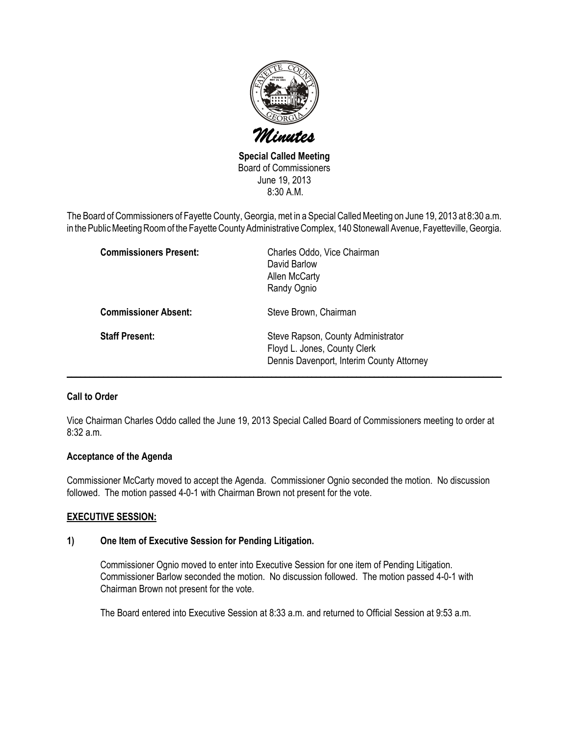# Minutes

**Special Called Meeting**
Board of Commissioners
June 19, 2013
8:30 A.M.

The Board of Commissioners of Fayette County, Georgia, met in a Special Called Meeting on June 19, 2013 at 8:30 a.m. in the Public Meeting Room of the Fayette County Administrative Complex, 140 Stonewall Avenue, Fayetteville, Georgia.

| | |
|---|---|
| **Commissioners Present:** | Charles Oddo, Vice Chairman<br>David Barlow<br>Allen McCarty<br>Randy Ognio |
| **Commissioner Absent:** | Steve Brown, Chairman |
| **Staff Present:** | Steve Rapson, County Administrator<br>Floyd L. Jones, County Clerk<br>Dennis Davenport, Interim County Attorney |

---

**Call to Order**

Vice Chairman Charles Oddo called the June 19, 2013 Special Called Board of Commissioners meeting to order at 8:32 a.m.

**Acceptance of the Agenda**

Commissioner McCarty moved to accept the Agenda. Commissioner Ognio seconded the motion. No discussion followed. The motion passed 4-0-1 with Chairman Brown not present for the vote.

**EXECUTIVE SESSION:**

**1) One Item of Executive Session for Pending Litigation.**

Commissioner Ognio moved to enter into Executive Session for one item of Pending Litigation. Commissioner Barlow seconded the motion. No discussion followed. The motion passed 4-0-1 with Chairman Brown not present for the vote.

The Board entered into Executive Session at 8:33 a.m. and returned to Official Session at 9:53 a.m.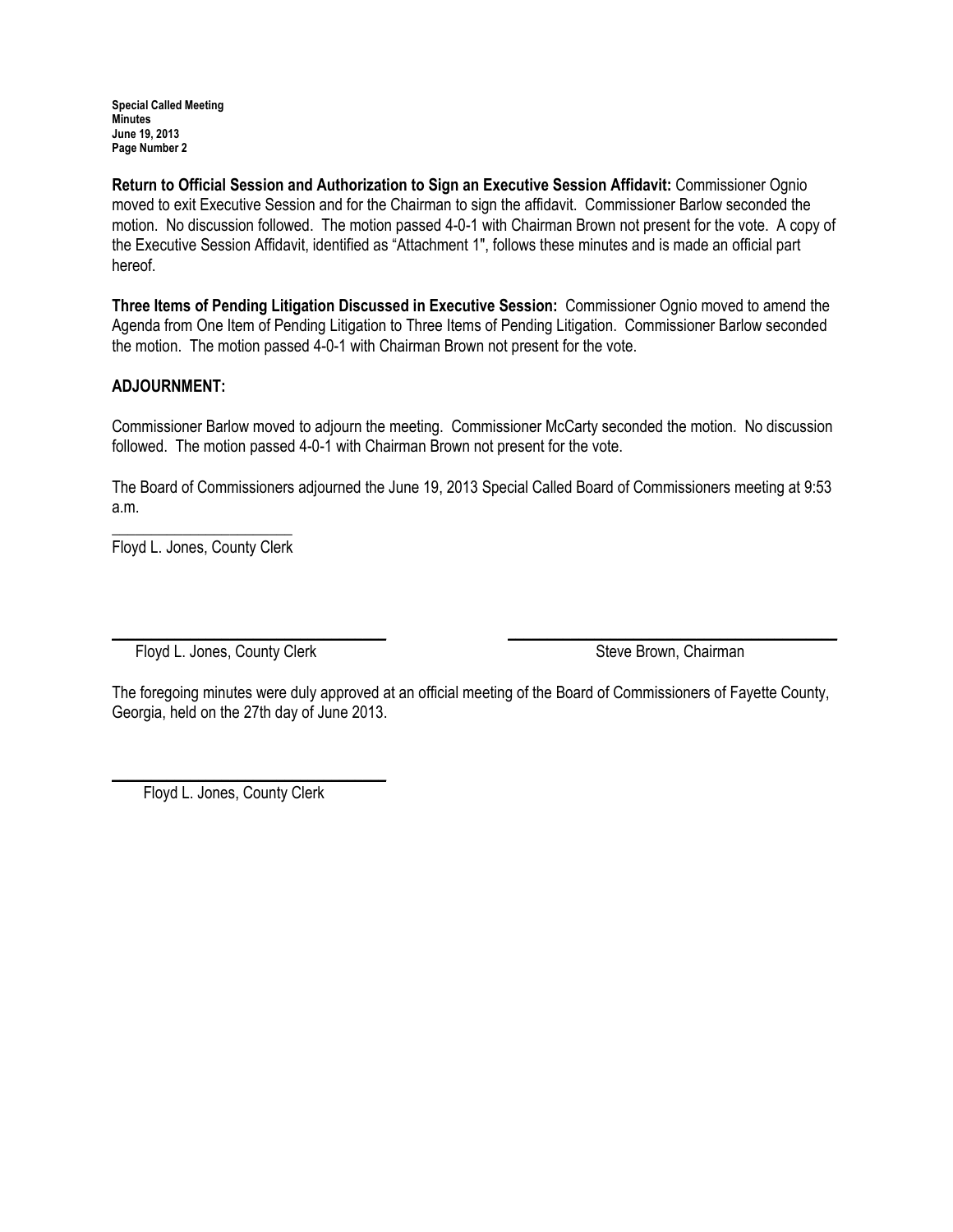**Return to Official Session and Authorization to Sign an Executive Session Affidavit:** Commissioner Ognio moved to exit Executive Session and for the Chairman to sign the affidavit. Commissioner Barlow seconded the motion. No discussion followed. The motion passed 4-0-1 with Chairman Brown not present for the vote. A copy of the Executive Session Affidavit, identified as "Attachment 1", follows these minutes and is made an official part hereof.

**Three Items of Pending Litigation Discussed in Executive Session:** Commissioner Ognio moved to amend the Agenda from One Item of Pending Litigation to Three Items of Pending Litigation. Commissioner Barlow seconded the motion. The motion passed 4-0-1 with Chairman Brown not present for the vote.

**ADJOURNMENT:**

Commissioner Barlow moved to adjourn the meeting. Commissioner McCarty seconded the motion. No discussion followed. The motion passed 4-0-1 with Chairman Brown not present for the vote.

The Board of Commissioners adjourned the June 19, 2013 Special Called Board of Commissioners meeting at 9:53 a.m.

\_\_\_\_\_\_\_\_\_\_\_\_\_\_\_\_\_\_\_\_\_\_\_\_
Floyd L. Jones, County Clerk

\_\_\_\_\_\_\_\_\_\_\_\_\_\_\_\_\_\_\_\_\_\_\_\_\_\_\_\_\_\_\_\_\_\_\_\_ \_\_\_\_\_\_\_\_\_\_\_\_\_\_\_\_\_\_\_\_\_\_\_\_\_\_\_\_\_\_\_\_\_\_\_\_
Floyd L. Jones, County Clerk Steve Brown, Chairman

The foregoing minutes were duly approved at an official meeting of the Board of Commissioners of Fayette County, Georgia, held on the 27th day of June 2013.

\_\_\_\_\_\_\_\_\_\_\_\_\_\_\_\_\_\_\_\_\_\_\_\_\_\_\_\_\_\_\_\_\_\_\_\_
Floyd L. Jones, County Clerk